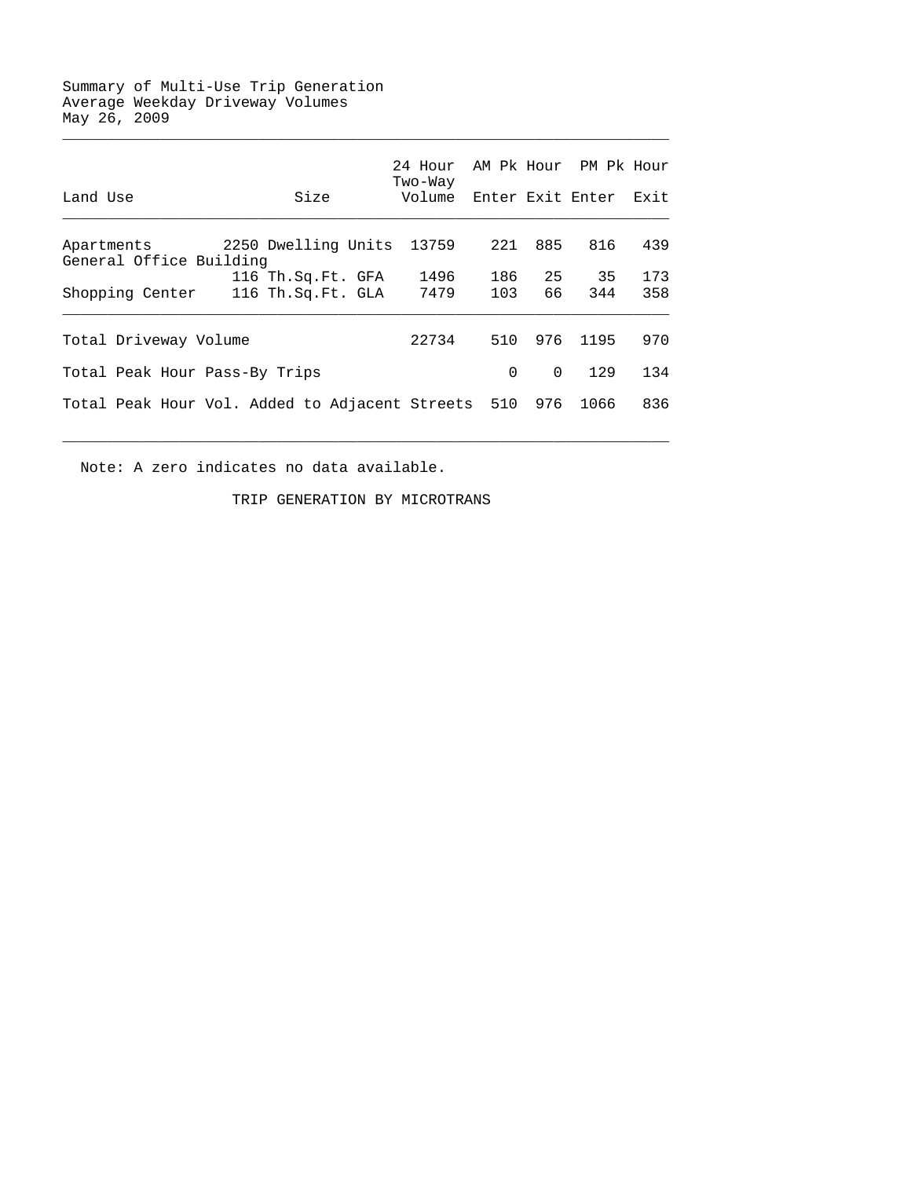Summary of Multi-Use Trip Generation
Average Weekday Driveway Volumes
May 26, 2009

| Land Use | Size | 24 Hour Two-Way Volume | AM Pk Hour Enter | AM Pk Hour Exit | PM Pk Hour Enter | PM Pk Hour Exit |
|---|---|---|---|---|---|---|
| Apartments | 2250 Dwelling Units | 13759 | 221 | 885 | 816 | 439 |
| General Office Building | 116 Th.Sq.Ft. GFA | 1496 | 186 | 25 | 35 | 173 |
| Shopping Center | 116 Th.Sq.Ft. GLA | 7479 | 103 | 66 | 344 | 358 |
| Total Driveway Volume | | 22734 | 510 | 976 | 1195 | 970 |
| Total Peak Hour Pass-By Trips | | | 0 | 0 | 129 | 134 |
| Total Peak Hour Vol. Added to Adjacent Streets | | | 510 | 976 | 1066 | 836 |

Note: A zero indicates no data available.

TRIP GENERATION BY MICROTRANS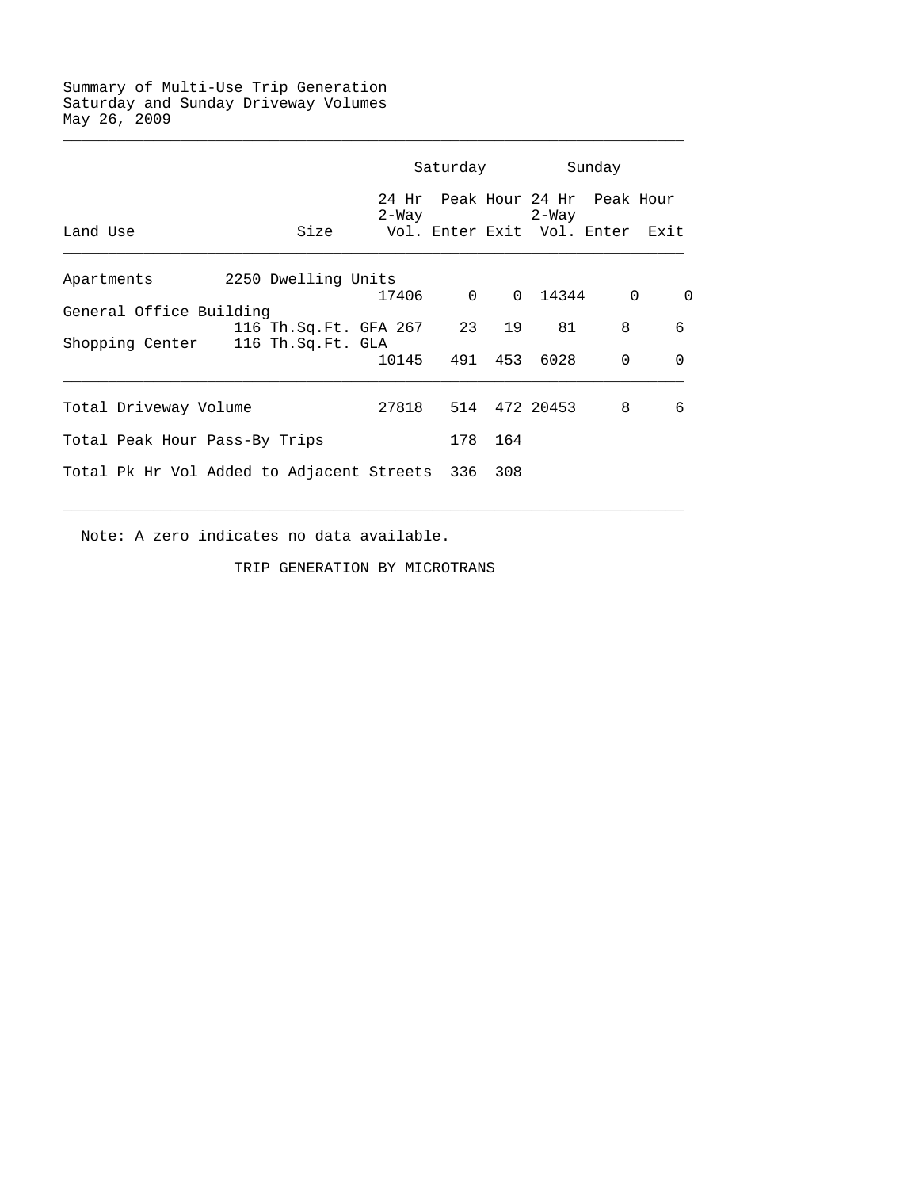Summary of Multi-Use Trip Generation
Saturday and Sunday Driveway Volumes
May 26, 2009

| Land Use | Size | Saturday 24 Hr 2-Way Vol. | Saturday Peak Hour Enter | Saturday Peak Hour Exit | Sunday 24 Hr 2-Way Vol. | Sunday Peak Hour Enter | Sunday Peak Hour Exit |
|---|---|---|---|---|---|---|---|
| Apartments | 2250 Dwelling Units | 17406 | 0 | 0 | 14344 | 0 | 0 |
| General Office Building | 116 Th.Sq.Ft. GFA | 267 | 23 | 19 | 81 | 8 | 6 |
| Shopping Center | 116 Th.Sq.Ft. GLA | 10145 | 491 | 453 | 6028 | 0 | 0 |
| Total Driveway Volume | | 27818 | 514 | 472 | 20453 | 8 | 6 |
| Total Peak Hour Pass-By Trips | | | 178 | 164 | | | |
| Total Pk Hr Vol Added to Adjacent Streets | | | 336 | 308 | | | |

Note: A zero indicates no data available.

TRIP GENERATION BY MICROTRANS